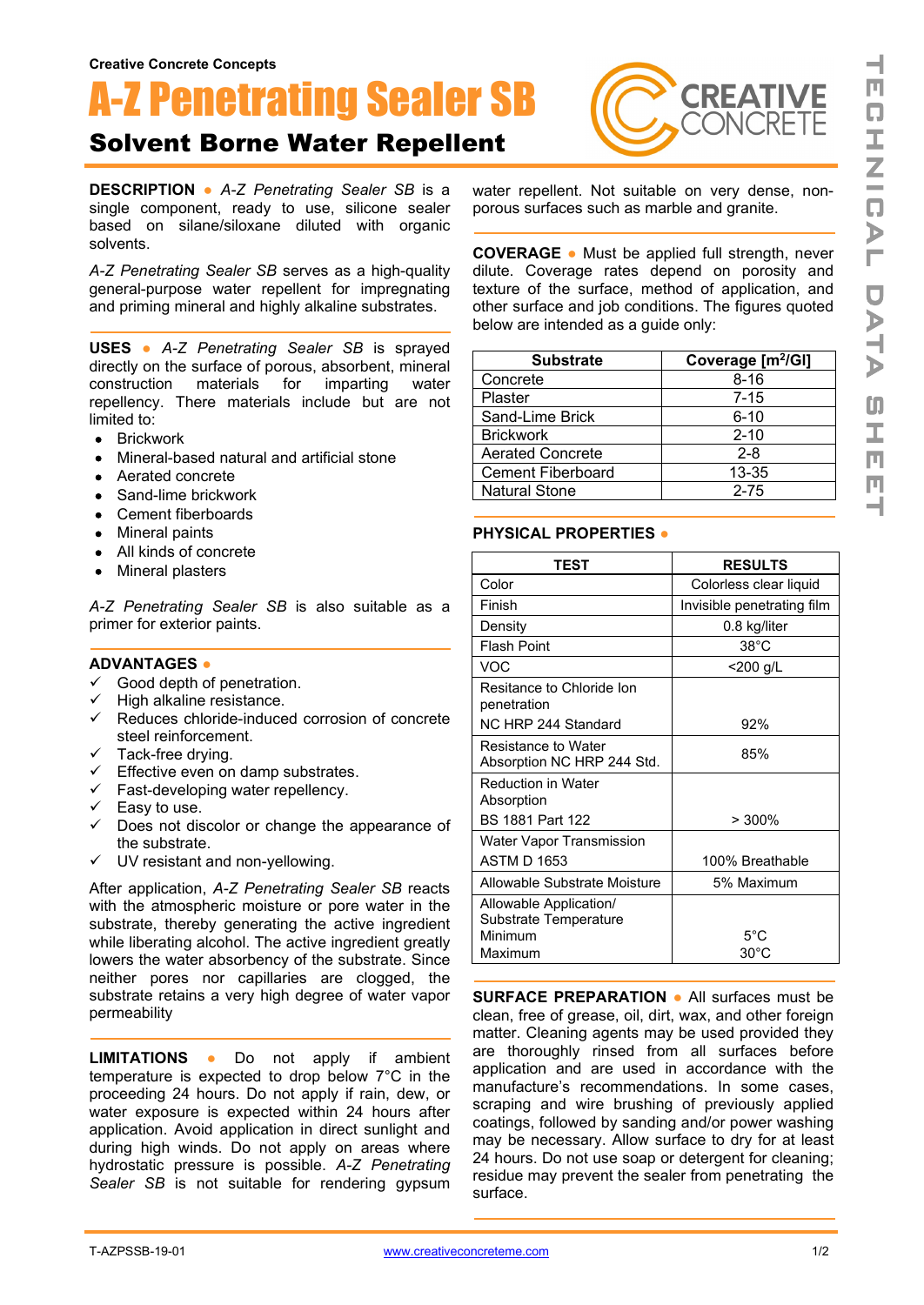Creative Concrete Concepts

# A-Z Penetrating Sealer SB

## Solvent Borne Water Repellent

**DESCRIPTION** ● *A-Z Penetrating Sealer SB* is a single component, ready to use, silicone sealer based on silane/siloxane diluted with organic solvents.

*A-Z Penetrating Sealer SB* serves as a high-quality general-purpose water repellent for impregnating and priming mineral and highly alkaline substrates.

**USES** ● *A-Z Penetrating Sealer SB* is sprayed directly on the surface of porous, absorbent, mineral construction materials for imparting water repellency. There materials include but are not limited to:

- Brickwork
- Mineral-based natural and artificial stone
- Aerated concrete
- Sand-lime brickwork
- Cement fiberboards
- Mineral paints
- All kinds of concrete
- Mineral plasters

*A-Z Penetrating Sealer SB* is also suitable as a primer for exterior paints.

**ADVANTAGES** ●

- ✓ Good depth of penetration.
- ✓ High alkaline resistance.
- ✓ Reduces chloride-induced corrosion of concrete steel reinforcement.
- ✓ Tack-free drying.
- ✓ Effective even on damp substrates.
- ✓ Fast-developing water repellency.
- ✓ Easy to use.
- ✓ Does not discolor or change the appearance of the substrate.
- ✓ UV resistant and non-yellowing.

After application, *A-Z Penetrating Sealer SB* reacts with the atmospheric moisture or pore water in the substrate, thereby generating the active ingredient while liberating alcohol. The active ingredient greatly lowers the water absorbency of the substrate. Since neither pores nor capillaries are clogged, the substrate retains a very high degree of water vapor permeability

**LIMITATIONS** ● Do not apply if ambient temperature is expected to drop below 7°C in the proceeding 24 hours. Do not apply if rain, dew, or water exposure is expected within 24 hours after application. Avoid application in direct sunlight and during high winds. Do not apply on areas where hydrostatic pressure is possible. *A-Z Penetrating Sealer SB* is not suitable for rendering gypsum water repellent. Not suitable on very dense, non-porous surfaces such as marble and granite.

**COVERAGE** ● Must be applied full strength, never dilute. Coverage rates depend on porosity and texture of the surface, method of application, and other surface and job conditions. The figures quoted below are intended as a guide only:

| Substrate | Coverage [$m^2$/Gl] |
|---|---|
| Concrete | 8-16 |
| Plaster | 7-15 |
| Sand-Lime Brick | 6-10 |
| Brickwork | 2-10 |
| Aerated Concrete | 2-8 |
| Cement Fiberboard | 13-35 |
| Natural Stone | 2-75 |

**PHYSICAL PROPERTIES** ●

| TEST | RESULTS |
|---|---|
| Color | Colorless clear liquid |
| Finish | Invisible penetrating film |
| Density | 0.8 kg/liter |
| Flash Point | 38°C |
| VOC | <200 g/L |
| Resitance to Chloride Ion penetration NC HRP 244 Standard | 92% |
| Resistance to Water Absorption NC HRP 244 Std. | 85% |
| Reduction in Water Absorption BS 1881 Part 122 | > 300% |
| Water Vapor Transmission ASTM D 1653 | 100% Breathable |
| Allowable Substrate Moisture | 5% Maximum |
| Allowable Application/ Substrate Temperature Minimum / Maximum | 5°C / 30°C |

**SURFACE PREPARATION** ● All surfaces must be clean, free of grease, oil, dirt, wax, and other foreign matter. Cleaning agents may be used provided they are thoroughly rinsed from all surfaces before application and are used in accordance with the manufacture's recommendations. In some cases, scraping and wire brushing of previously applied coatings, followed by sanding and/or power washing may be necessary. Allow surface to dry for at least 24 hours. Do not use soap or detergent for cleaning; residue may prevent the sealer from penetrating the surface.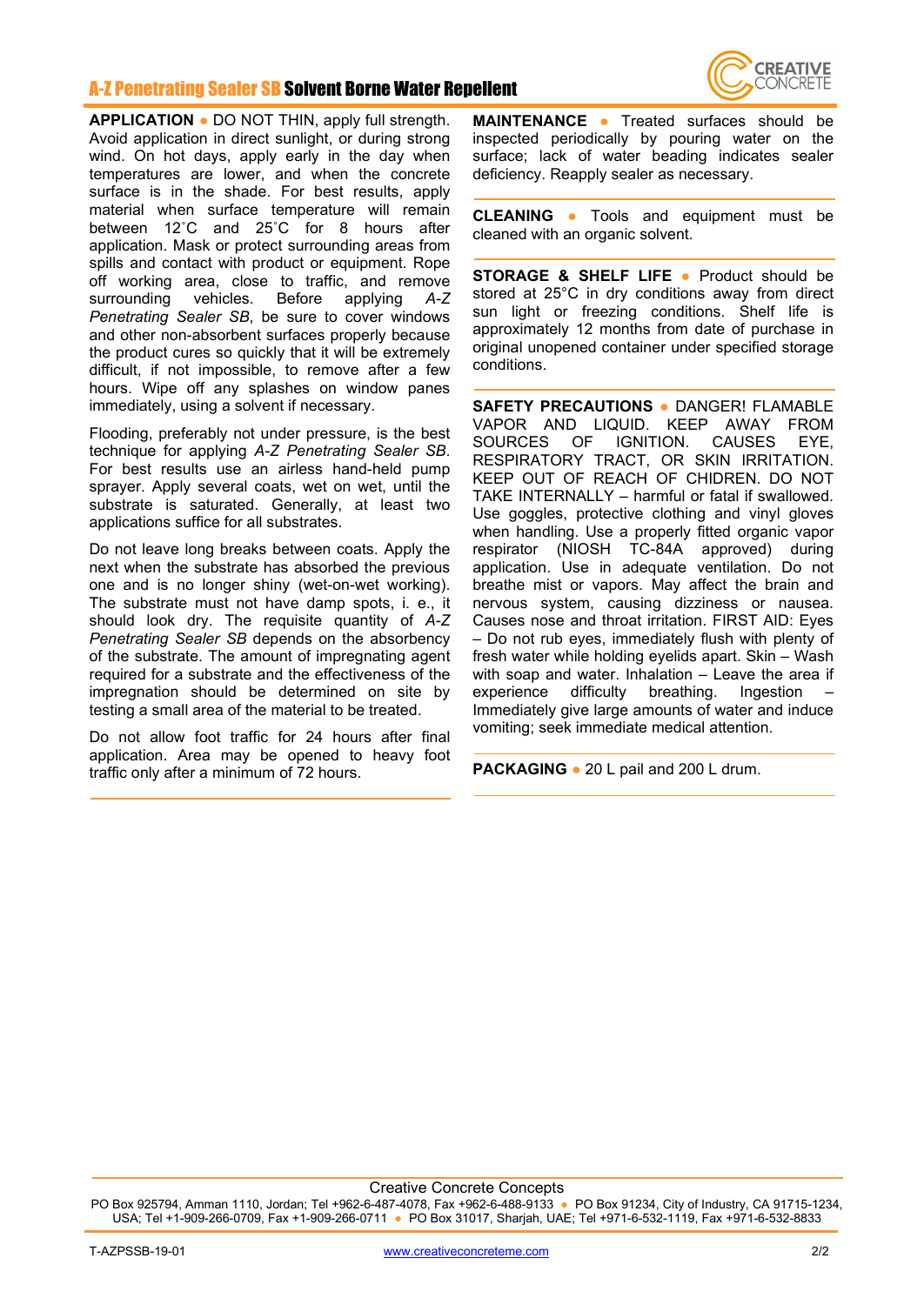# A-Z Penetrating Sealer SB Solvent Borne Water Repellent

**APPLICATION** ● DO NOT THIN, apply full strength. Avoid application in direct sunlight, or during strong wind. On hot days, apply early in the day when temperatures are lower, and when the concrete surface is in the shade. For best results, apply material when surface temperature will remain between 12˚C and 25˚C for 8 hours after application. Mask or protect surrounding areas from spills and contact with product or equipment. Rope off working area, close to traffic, and remove surrounding vehicles. Before applying *A-Z Penetrating Sealer SB*, be sure to cover windows and other non-absorbent surfaces properly because the product cures so quickly that it will be extremely difficult, if not impossible, to remove after a few hours. Wipe off any splashes on window panes immediately, using a solvent if necessary.

Flooding, preferably not under pressure, is the best technique for applying *A-Z Penetrating Sealer SB*. For best results use an airless hand-held pump sprayer. Apply several coats, wet on wet, until the substrate is saturated. Generally, at least two applications suffice for all substrates.

Do not leave long breaks between coats. Apply the next when the substrate has absorbed the previous one and is no longer shiny (wet-on-wet working). The substrate must not have damp spots, i. e., it should look dry. The requisite quantity of *A-Z Penetrating Sealer SB* depends on the absorbency of the substrate. The amount of impregnating agent required for a substrate and the effectiveness of the impregnation should be determined on site by testing a small area of the material to be treated.

Do not allow foot traffic for 24 hours after final application. Area may be opened to heavy foot traffic only after a minimum of 72 hours.

**MAINTENANCE** ● Treated surfaces should be inspected periodically by pouring water on the surface; lack of water beading indicates sealer deficiency. Reapply sealer as necessary.

**CLEANING** ● Tools and equipment must be cleaned with an organic solvent.

**STORAGE & SHELF LIFE** ● Product should be stored at 25°C in dry conditions away from direct sun light or freezing conditions. Shelf life is approximately 12 months from date of purchase in original unopened container under specified storage conditions.

**SAFETY PRECAUTIONS** ● DANGER! FLAMABLE VAPOR AND LIQUID. KEEP AWAY FROM SOURCES OF IGNITION. CAUSES EYE, RESPIRATORY TRACT, OR SKIN IRRITATION. KEEP OUT OF REACH OF CHIDREN. DO NOT TAKE INTERNALLY – harmful or fatal if swallowed. Use goggles, protective clothing and vinyl gloves when handling. Use a properly fitted organic vapor respirator (NIOSH TC-84A approved) during application. Use in adequate ventilation. Do not breathe mist or vapors. May affect the brain and nervous system, causing dizziness or nausea. Causes nose and throat irritation. FIRST AID: Eyes – Do not rub eyes, immediately flush with plenty of fresh water while holding eyelids apart. Skin – Wash with soap and water. Inhalation – Leave the area if experience difficulty breathing. Ingestion – Immediately give large amounts of water and induce vomiting; seek immediate medical attention.

**PACKAGING** ● 20 L pail and 200 L drum.

Creative Concrete Concepts
PO Box 925794, Amman 1110, Jordan; Tel +962-6-487-4078, Fax +962-6-488-9133 ● PO Box 91234, City of Industry, CA 91715-1234, USA; Tel +1-909-266-0709, Fax +1-909-266-0711 ● PO Box 31017, Sharjah, UAE; Tel +971-6-532-1119, Fax +971-6-532-8833

T-AZPSSB-19-01 www.creativeconcreteme.com